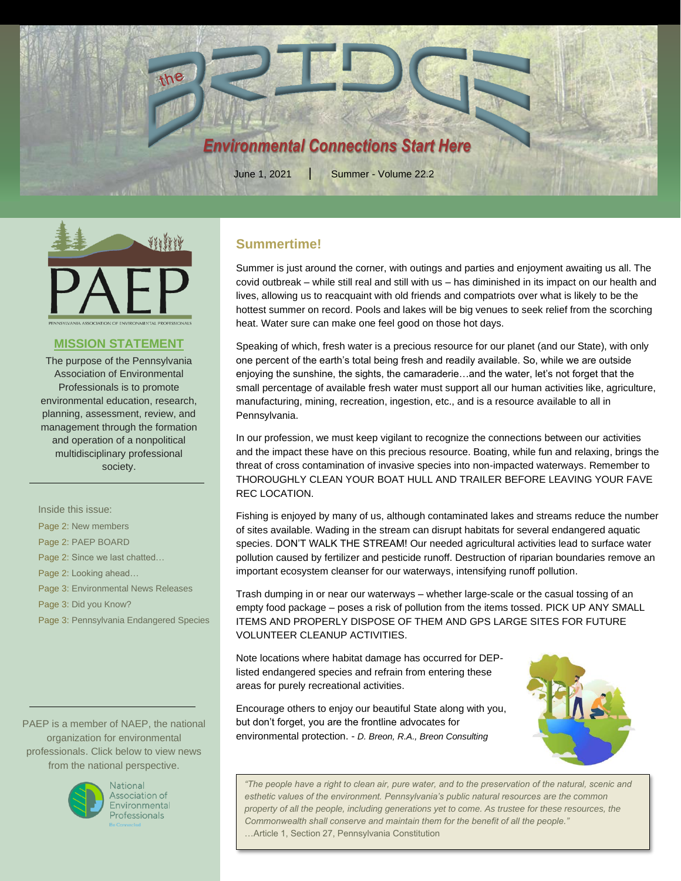# the BRIDGE

*Environmental Connections Start Here*

June 1, 2021 | Summer - Volume 22.2

PAEP

PENNSYLVANIA ASSOCIATION OF ENVIRONMENTAL PROFESSIONALS

## MISSION STATEMENT

The purpose of the Pennsylvania Association of Environmental Professionals is to promote environmental education, research, planning, assessment, review, and management through the formation and operation of a nonpolitical multidisciplinary professional society.

Inside this issue:

- Page 2: New members
- Page 2: PAEP BOARD
- Page 2: Since we last chatted…
- Page 2: Looking ahead…
- Page 3: Environmental News Releases
- Page 3: Did you Know?
- Page 3: Pennsylvania Endangered Species

PAEP is a member of NAEP, the national organization for environmental professionals. Click below to view news from the national perspective.

National Association of Environmental Professionals

## Summertime!

Summer is just around the corner, with outings and parties and enjoyment awaiting us all. The covid outbreak – while still real and still with us – has diminished in its impact on our health and lives, allowing us to reacquaint with old friends and compatriots over what is likely to be the hottest summer on record. Pools and lakes will be big venues to seek relief from the scorching heat. Water sure can make one feel good on those hot days.

Speaking of which, fresh water is a precious resource for our planet (and our State), with only one percent of the earth's total being fresh and readily available. So, while we are outside enjoying the sunshine, the sights, the camaraderie…and the water, let's not forget that the small percentage of available fresh water must support all our human activities like, agriculture, manufacturing, mining, recreation, ingestion, etc., and is a resource available to all in Pennsylvania.

In our profession, we must keep vigilant to recognize the connections between our activities and the impact these have on this precious resource. Boating, while fun and relaxing, brings the threat of cross contamination of invasive species into non-impacted waterways. Remember to THOROUGHLY CLEAN YOUR BOAT HULL AND TRAILER BEFORE LEAVING YOUR FAVE REC LOCATION.

Fishing is enjoyed by many of us, although contaminated lakes and streams reduce the number of sites available. Wading in the stream can disrupt habitats for several endangered aquatic species. DON'T WALK THE STREAM! Our needed agricultural activities lead to surface water pollution caused by fertilizer and pesticide runoff. Destruction of riparian boundaries remove an important ecosystem cleanser for our waterways, intensifying runoff pollution.

Trash dumping in or near our waterways – whether large-scale or the casual tossing of an empty food package – poses a risk of pollution from the items tossed. PICK UP ANY SMALL ITEMS AND PROPERLY DISPOSE OF THEM AND GPS LARGE SITES FOR FUTURE VOLUNTEER CLEANUP ACTIVITIES.

Note locations where habitat damage has occurred for DEP-listed endangered species and refrain from entering these areas for purely recreational activities.

Encourage others to enjoy our beautiful State along with you, but don't forget, you are the frontline advocates for environmental protection. - *D. Breon, R.A., Breon Consulting*

> *"The people have a right to clean air, pure water, and to the preservation of the natural, scenic and esthetic values of the environment. Pennsylvania's public natural resources are the common property of all the people, including generations yet to come. As trustee for these resources, the Commonwealth shall conserve and maintain them for the benefit of all the people."*
> …Article 1, Section 27, Pennsylvania Constitution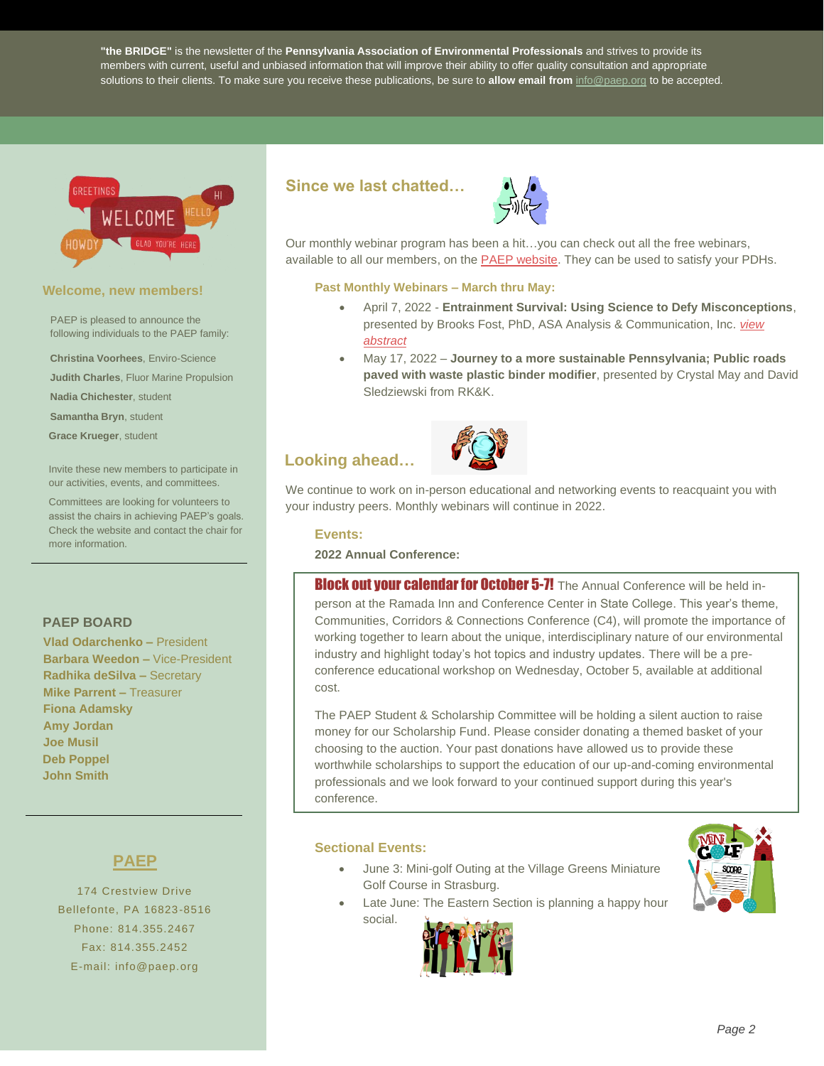**"the BRIDGE"** is the newsletter of the **Pennsylvania Association of Environmental Professionals** and strives to provide its members with current, useful and unbiased information that will improve their ability to offer quality consultation and appropriate solutions to their clients. To make sure you receive these publications, be sure to **allow email from** info@paep.org to be accepted.

## Since we last chatted…

Our monthly webinar program has been a hit…you can check out all the free webinars, available to all our members, on the PAEP website. They can be used to satisfy your PDHs.

### Past Monthly Webinars – March thru May:

- April 7, 2022 - **Entrainment Survival: Using Science to Defy Misconceptions**, presented by Brooks Fost, PhD, ASA Analysis & Communication, Inc. *view abstract*
- May 17, 2022 – **Journey to a more sustainable Pennsylvania; Public roads paved with waste plastic binder modifier**, presented by Crystal May and David Sledziewski from RK&K.

## Looking ahead…

We continue to work on in-person educational and networking events to reacquaint you with your industry peers. Monthly webinars will continue in 2022.

### Events:

**2022 Annual Conference:**

**Block out your calendar for October 5-7!** The Annual Conference will be held in-person at the Ramada Inn and Conference Center in State College. This year's theme, Communities, Corridors & Connections Conference (C4), will promote the importance of working together to learn about the unique, interdisciplinary nature of our environmental industry and highlight today's hot topics and industry updates. There will be a pre-conference educational workshop on Wednesday, October 5, available at additional cost.

The PAEP Student & Scholarship Committee will be holding a silent auction to raise money for our Scholarship Fund. Please consider donating a themed basket of your choosing to the auction. Your past donations have allowed us to provide these worthwhile scholarships to support the education of our up-and-coming environmental professionals and we look forward to your continued support during this year's conference.

### Sectional Events:

- June 3: Mini-golf Outing at the Village Greens Miniature Golf Course in Strasburg.
- Late June: The Eastern Section is planning a happy hour social.

## Welcome, new members!

PAEP is pleased to announce the following individuals to the PAEP family:

**Christina Voorhees**, Enviro-Science
**Judith Charles**, Fluor Marine Propulsion
**Nadia Chichester**, student
**Samantha Bryn**, student
**Grace Krueger**, student

Invite these new members to participate in our activities, events, and committees.

Committees are looking for volunteers to assist the chairs in achieving PAEP's goals. Check the website and contact the chair for more information.

## PAEP BOARD

**Vlad Odarchenko –** President
**Barbara Weedon –** Vice-President
**Radhika deSilva –** Secretary
**Mike Parrent –** Treasurer
**Fiona Adamsky**
**Amy Jordan**
**Joe Musil**
**Deb Poppel**
**John Smith**

## PAEP

174 Crestview Drive
Bellefonte, PA 16823-8516
Phone: 814.355.2467
Fax: 814.355.2452
E-mail: info@paep.org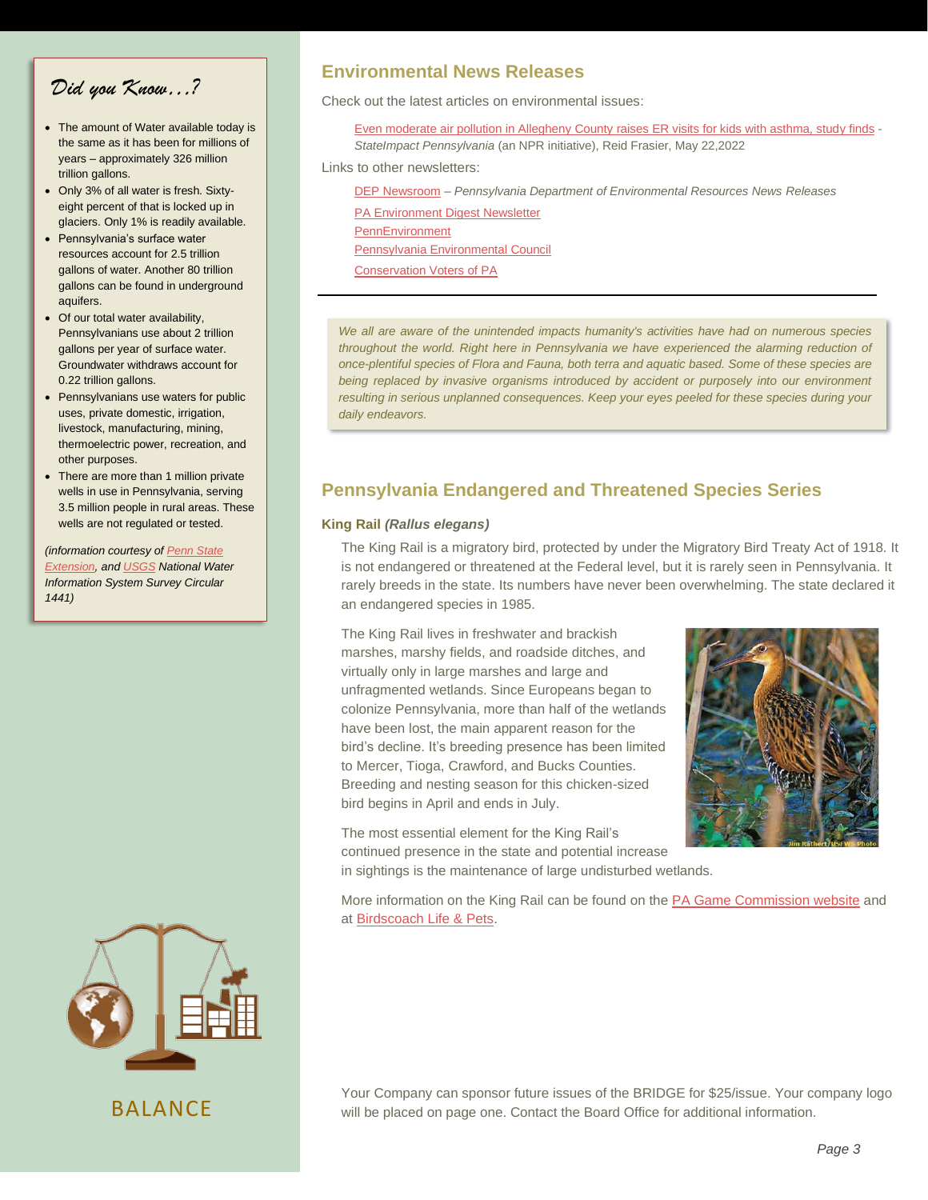## Did you Know…?

- The amount of Water available today is the same as it has been for millions of years – approximately 326 million trillion gallons.
- Only 3% of all water is fresh. Sixty-eight percent of that is locked up in glaciers. Only 1% is readily available.
- Pennsylvania's surface water resources account for 2.5 trillion gallons of water. Another 80 trillion gallons can be found in underground aquifers.
- Of our total water availability, Pennsylvanians use about 2 trillion gallons per year of surface water. Groundwater withdraws account for 0.22 trillion gallons.
- Pennsylvanians use waters for public uses, private domestic, irrigation, livestock, manufacturing, mining, thermoelectric power, recreation, and other purposes.
- There are more than 1 million private wells in use in Pennsylvania, serving 3.5 million people in rural areas. These wells are not regulated or tested.

*(information courtesy of Penn State Extension, and USGS National Water Information System Survey Circular 1441)*

BALANCE

## Environmental News Releases

Check out the latest articles on environmental issues:

Even moderate air pollution in Allegheny County raises ER visits for kids with asthma, study finds - *StateImpact Pennsylvania* (an NPR initiative), Reid Frasier, May 22,2022

Links to other newsletters:

DEP Newsroom – *Pennsylvania Department of Environmental Resources News Releases*

PA Environment Digest Newsletter

PennEnvironment

Pennsylvania Environmental Council

Conservation Voters of PA

---

*We all are aware of the unintended impacts humanity's activities have had on numerous species throughout the world. Right here in Pennsylvania we have experienced the alarming reduction of once-plentiful species of Flora and Fauna, both terra and aquatic based. Some of these species are being replaced by invasive organisms introduced by accident or purposely into our environment resulting in serious unplanned consequences. Keep your eyes peeled for these species during your daily endeavors.*

## Pennsylvania Endangered and Threatened Species Series

**King Rail *(Rallus elegans)***

The King Rail is a migratory bird, protected by under the Migratory Bird Treaty Act of 1918. It is not endangered or threatened at the Federal level, but it is rarely seen in Pennsylvania. It rarely breeds in the state. Its numbers have never been overwhelming. The state declared it an endangered species in 1985.

The King Rail lives in freshwater and brackish marshes, marshy fields, and roadside ditches, and virtually only in large marshes and large and unfragmented wetlands. Since Europeans began to colonize Pennsylvania, more than half of the wetlands have been lost, the main apparent reason for the bird's decline. It's breeding presence has been limited to Mercer, Tioga, Crawford, and Bucks Counties. Breeding and nesting season for this chicken-sized bird begins in April and ends in July.

Jim Rathert/USFWS Photo

The most essential element for the King Rail's continued presence in the state and potential increase in sightings is the maintenance of large undisturbed wetlands.

More information on the King Rail can be found on the PA Game Commission website and at Birdscoach Life & Pets.

Your Company can sponsor future issues of the BRIDGE for $25/issue. Your company logo will be placed on page one. Contact the Board Office for additional information.